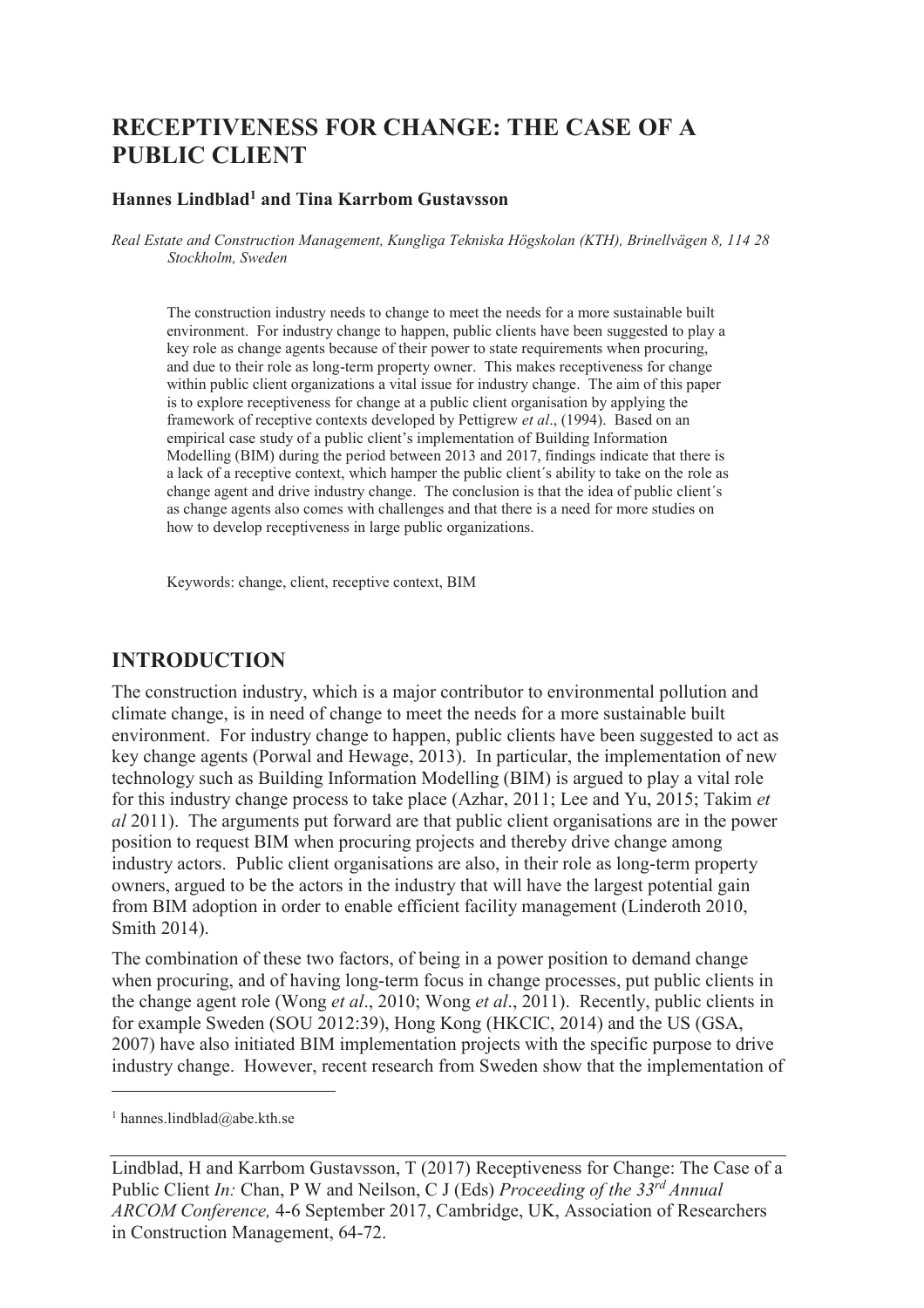# RECEPTIVENESS FOR CHANGE: THE CASE OF A PUBLIC CLIENT

**Hannes Lindblad[1] and Tina Karrbom Gustavsson**

*Real Estate and Construction Management, Kungliga Tekniska Högskolan (KTH), Brinellvägen 8, 114 28 Stockholm, Sweden*

The construction industry needs to change to meet the needs for a more sustainable built environment. For industry change to happen, public clients have been suggested to play a key role as change agents because of their power to state requirements when procuring, and due to their role as long-term property owner. This makes receptiveness for change within public client organizations a vital issue for industry change. The aim of this paper is to explore receptiveness for change at a public client organisation by applying the framework of receptive contexts developed by Pettigrew *et al*., (1994). Based on an empirical case study of a public client's implementation of Building Information Modelling (BIM) during the period between 2013 and 2017, findings indicate that there is a lack of a receptive context, which hamper the public client´s ability to take on the role as change agent and drive industry change. The conclusion is that the idea of public client´s as change agents also comes with challenges and that there is a need for more studies on how to develop receptiveness in large public organizations.

Keywords: change, client, receptive context, BIM

## INTRODUCTION

The construction industry, which is a major contributor to environmental pollution and climate change, is in need of change to meet the needs for a more sustainable built environment. For industry change to happen, public clients have been suggested to act as key change agents (Porwal and Hewage, 2013). In particular, the implementation of new technology such as Building Information Modelling (BIM) is argued to play a vital role for this industry change process to take place (Azhar, 2011; Lee and Yu, 2015; Takim *et al* 2011). The arguments put forward are that public client organisations are in the power position to request BIM when procuring projects and thereby drive change among industry actors. Public client organisations are also, in their role as long-term property owners, argued to be the actors in the industry that will have the largest potential gain from BIM adoption in order to enable efficient facility management (Linderoth 2010, Smith 2014).

The combination of these two factors, of being in a power position to demand change when procuring, and of having long-term focus in change processes, put public clients in the change agent role (Wong *et al*., 2010; Wong *et al*., 2011). Recently, public clients in for example Sweden (SOU 2012:39), Hong Kong (HKCIC, 2014) and the US (GSA, 2007) have also initiated BIM implementation projects with the specific purpose to drive industry change. However, recent research from Sweden show that the implementation of

[1] hannes.lindblad@abe.kth.se

Lindblad, H and Karrbom Gustavsson, T (2017) Receptiveness for Change: The Case of a Public Client *In:* Chan, P W and Neilson, C J (Eds) *Proceeding of the 33rd Annual ARCOM Conference,* 4-6 September 2017, Cambridge, UK, Association of Researchers in Construction Management, 64-72.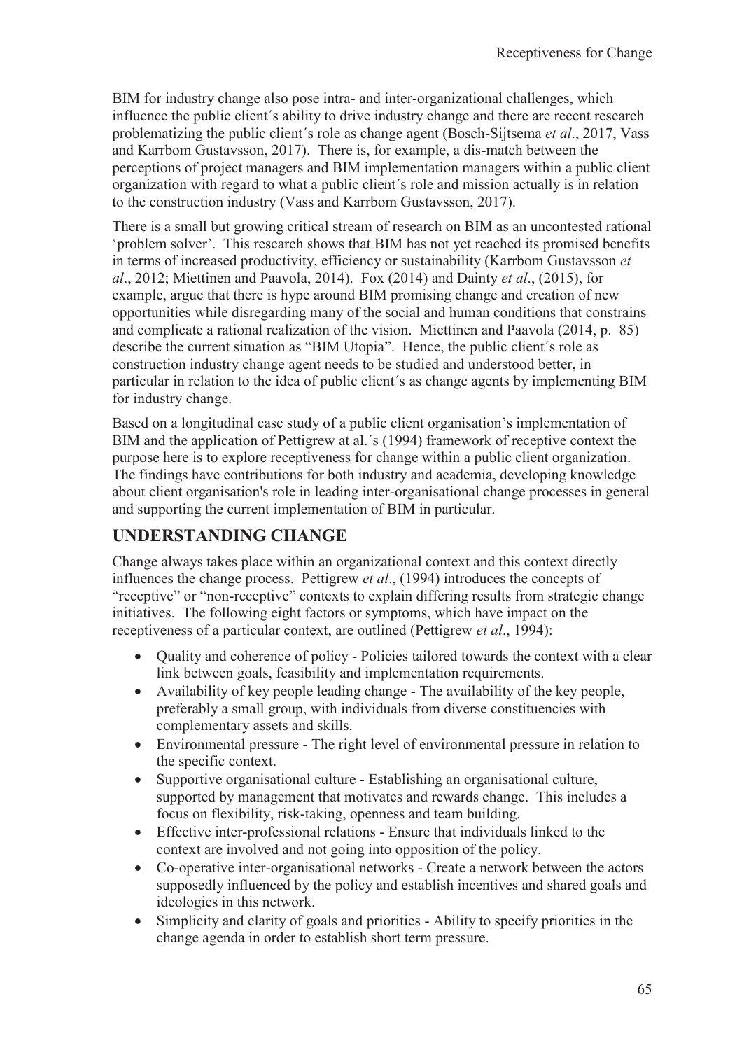BIM for industry change also pose intra- and inter-organizational challenges, which influence the public client´s ability to drive industry change and there are recent research problematizing the public client´s role as change agent (Bosch-Sijtsema *et al*., 2017, Vass and Karrbom Gustavsson, 2017). There is, for example, a dis-match between the perceptions of project managers and BIM implementation managers within a public client organization with regard to what a public client´s role and mission actually is in relation to the construction industry (Vass and Karrbom Gustavsson, 2017).

There is a small but growing critical stream of research on BIM as an uncontested rational 'problem solver'. This research shows that BIM has not yet reached its promised benefits in terms of increased productivity, efficiency or sustainability (Karrbom Gustavsson *et al*., 2012; Miettinen and Paavola, 2014). Fox (2014) and Dainty *et al*., (2015), for example, argue that there is hype around BIM promising change and creation of new opportunities while disregarding many of the social and human conditions that constrains and complicate a rational realization of the vision. Miettinen and Paavola (2014, p. 85) describe the current situation as "BIM Utopia". Hence, the public client´s role as construction industry change agent needs to be studied and understood better, in particular in relation to the idea of public client´s as change agents by implementing BIM for industry change.

Based on a longitudinal case study of a public client organisation's implementation of BIM and the application of Pettigrew at al.´s (1994) framework of receptive context the purpose here is to explore receptiveness for change within a public client organization. The findings have contributions for both industry and academia, developing knowledge about client organisation's role in leading inter-organisational change processes in general and supporting the current implementation of BIM in particular.

## UNDERSTANDING CHANGE

Change always takes place within an organizational context and this context directly influences the change process. Pettigrew *et al*., (1994) introduces the concepts of "receptive" or "non-receptive" contexts to explain differing results from strategic change initiatives. The following eight factors or symptoms, which have impact on the receptiveness of a particular context, are outlined (Pettigrew *et al*., 1994):

- Quality and coherence of policy - Policies tailored towards the context with a clear link between goals, feasibility and implementation requirements.
- Availability of key people leading change - The availability of the key people, preferably a small group, with individuals from diverse constituencies with complementary assets and skills.
- Environmental pressure - The right level of environmental pressure in relation to the specific context.
- Supportive organisational culture - Establishing an organisational culture, supported by management that motivates and rewards change. This includes a focus on flexibility, risk-taking, openness and team building.
- Effective inter-professional relations - Ensure that individuals linked to the context are involved and not going into opposition of the policy.
- Co-operative inter-organisational networks - Create a network between the actors supposedly influenced by the policy and establish incentives and shared goals and ideologies in this network.
- Simplicity and clarity of goals and priorities - Ability to specify priorities in the change agenda in order to establish short term pressure.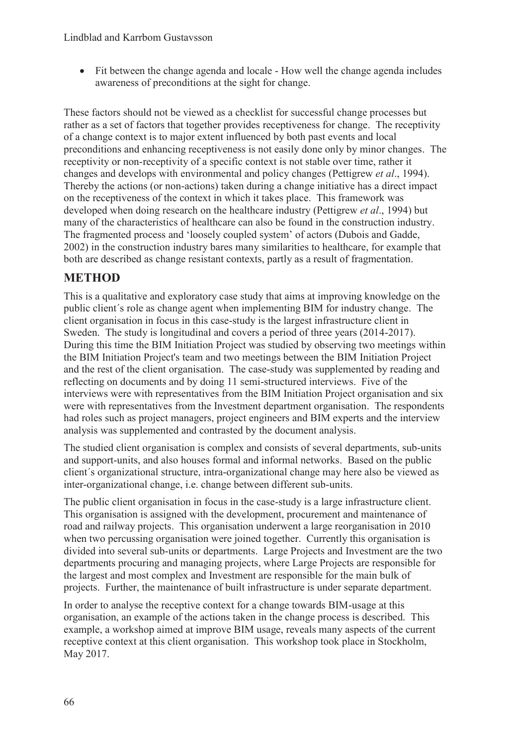- Fit between the change agenda and locale - How well the change agenda includes awareness of preconditions at the sight for change.

These factors should not be viewed as a checklist for successful change processes but rather as a set of factors that together provides receptiveness for change. The receptivity of a change context is to major extent influenced by both past events and local preconditions and enhancing receptiveness is not easily done only by minor changes. The receptivity or non-receptivity of a specific context is not stable over time, rather it changes and develops with environmental and policy changes (Pettigrew *et al*., 1994). Thereby the actions (or non-actions) taken during a change initiative has a direct impact on the receptiveness of the context in which it takes place. This framework was developed when doing research on the healthcare industry (Pettigrew *et al*., 1994) but many of the characteristics of healthcare can also be found in the construction industry. The fragmented process and 'loosely coupled system' of actors (Dubois and Gadde, 2002) in the construction industry bares many similarities to healthcare, for example that both are described as change resistant contexts, partly as a result of fragmentation.

## METHOD

This is a qualitative and exploratory case study that aims at improving knowledge on the public client´s role as change agent when implementing BIM for industry change. The client organisation in focus in this case-study is the largest infrastructure client in Sweden. The study is longitudinal and covers a period of three years (2014-2017). During this time the BIM Initiation Project was studied by observing two meetings within the BIM Initiation Project's team and two meetings between the BIM Initiation Project and the rest of the client organisation. The case-study was supplemented by reading and reflecting on documents and by doing 11 semi-structured interviews. Five of the interviews were with representatives from the BIM Initiation Project organisation and six were with representatives from the Investment department organisation. The respondents had roles such as project managers, project engineers and BIM experts and the interview analysis was supplemented and contrasted by the document analysis.

The studied client organisation is complex and consists of several departments, sub-units and support-units, and also houses formal and informal networks. Based on the public client´s organizational structure, intra-organizational change may here also be viewed as inter-organizational change, i.e. change between different sub-units.

The public client organisation in focus in the case-study is a large infrastructure client. This organisation is assigned with the development, procurement and maintenance of road and railway projects. This organisation underwent a large reorganisation in 2010 when two percussing organisation were joined together. Currently this organisation is divided into several sub-units or departments. Large Projects and Investment are the two departments procuring and managing projects, where Large Projects are responsible for the largest and most complex and Investment are responsible for the main bulk of projects. Further, the maintenance of built infrastructure is under separate department.

In order to analyse the receptive context for a change towards BIM-usage at this organisation, an example of the actions taken in the change process is described. This example, a workshop aimed at improve BIM usage, reveals many aspects of the current receptive context at this client organisation. This workshop took place in Stockholm, May 2017.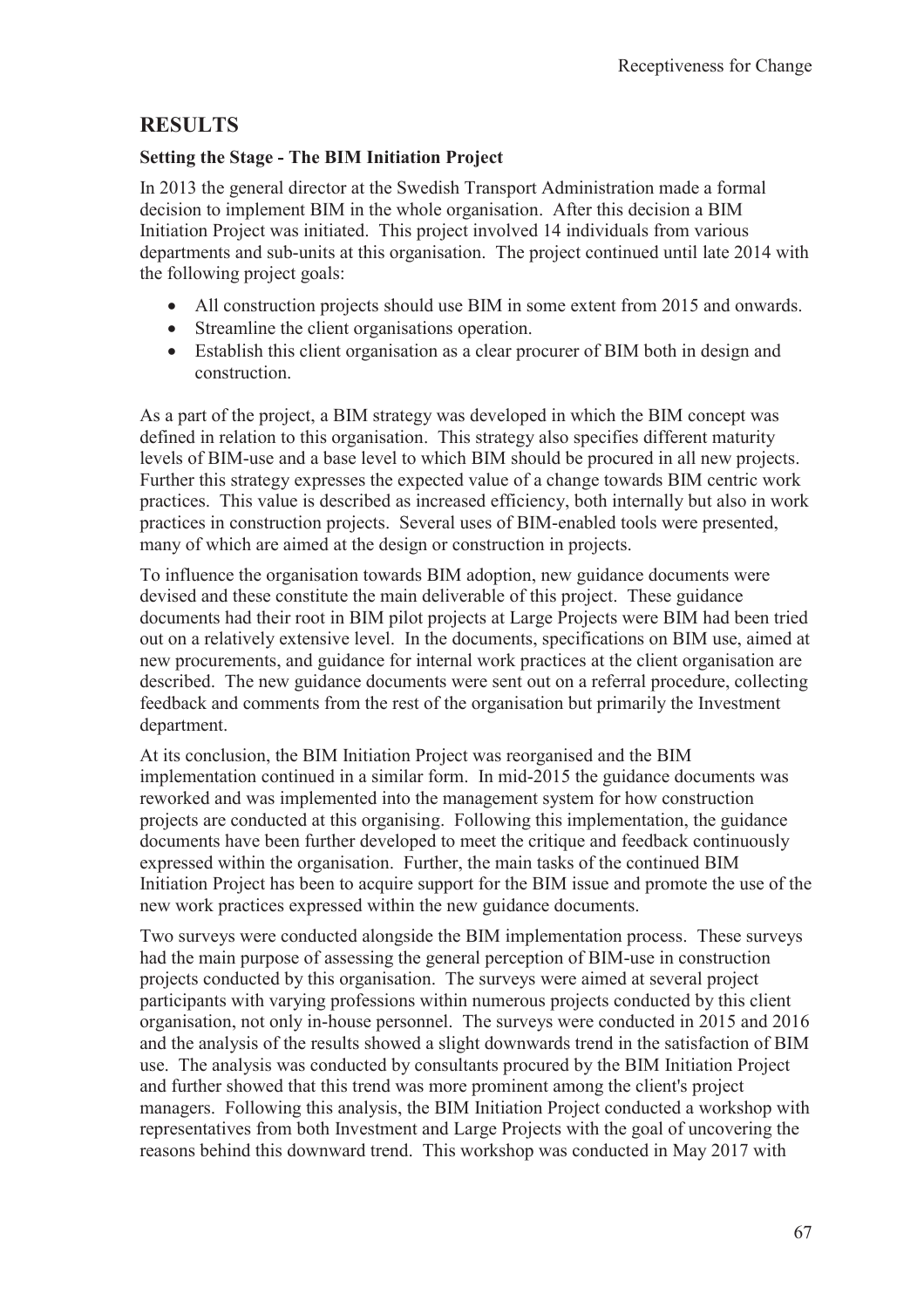## RESULTS

### Setting the Stage - The BIM Initiation Project

In 2013 the general director at the Swedish Transport Administration made a formal decision to implement BIM in the whole organisation. After this decision a BIM Initiation Project was initiated. This project involved 14 individuals from various departments and sub-units at this organisation. The project continued until late 2014 with the following project goals:

- All construction projects should use BIM in some extent from 2015 and onwards.
- Streamline the client organisations operation.
- Establish this client organisation as a clear procurer of BIM both in design and construction.

As a part of the project, a BIM strategy was developed in which the BIM concept was defined in relation to this organisation. This strategy also specifies different maturity levels of BIM-use and a base level to which BIM should be procured in all new projects. Further this strategy expresses the expected value of a change towards BIM centric work practices. This value is described as increased efficiency, both internally but also in work practices in construction projects. Several uses of BIM-enabled tools were presented, many of which are aimed at the design or construction in projects.

To influence the organisation towards BIM adoption, new guidance documents were devised and these constitute the main deliverable of this project. These guidance documents had their root in BIM pilot projects at Large Projects were BIM had been tried out on a relatively extensive level. In the documents, specifications on BIM use, aimed at new procurements, and guidance for internal work practices at the client organisation are described. The new guidance documents were sent out on a referral procedure, collecting feedback and comments from the rest of the organisation but primarily the Investment department.

At its conclusion, the BIM Initiation Project was reorganised and the BIM implementation continued in a similar form. In mid-2015 the guidance documents was reworked and was implemented into the management system for how construction projects are conducted at this organising. Following this implementation, the guidance documents have been further developed to meet the critique and feedback continuously expressed within the organisation. Further, the main tasks of the continued BIM Initiation Project has been to acquire support for the BIM issue and promote the use of the new work practices expressed within the new guidance documents.

Two surveys were conducted alongside the BIM implementation process. These surveys had the main purpose of assessing the general perception of BIM-use in construction projects conducted by this organisation. The surveys were aimed at several project participants with varying professions within numerous projects conducted by this client organisation, not only in-house personnel. The surveys were conducted in 2015 and 2016 and the analysis of the results showed a slight downwards trend in the satisfaction of BIM use. The analysis was conducted by consultants procured by the BIM Initiation Project and further showed that this trend was more prominent among the client's project managers. Following this analysis, the BIM Initiation Project conducted a workshop with representatives from both Investment and Large Projects with the goal of uncovering the reasons behind this downward trend. This workshop was conducted in May 2017 with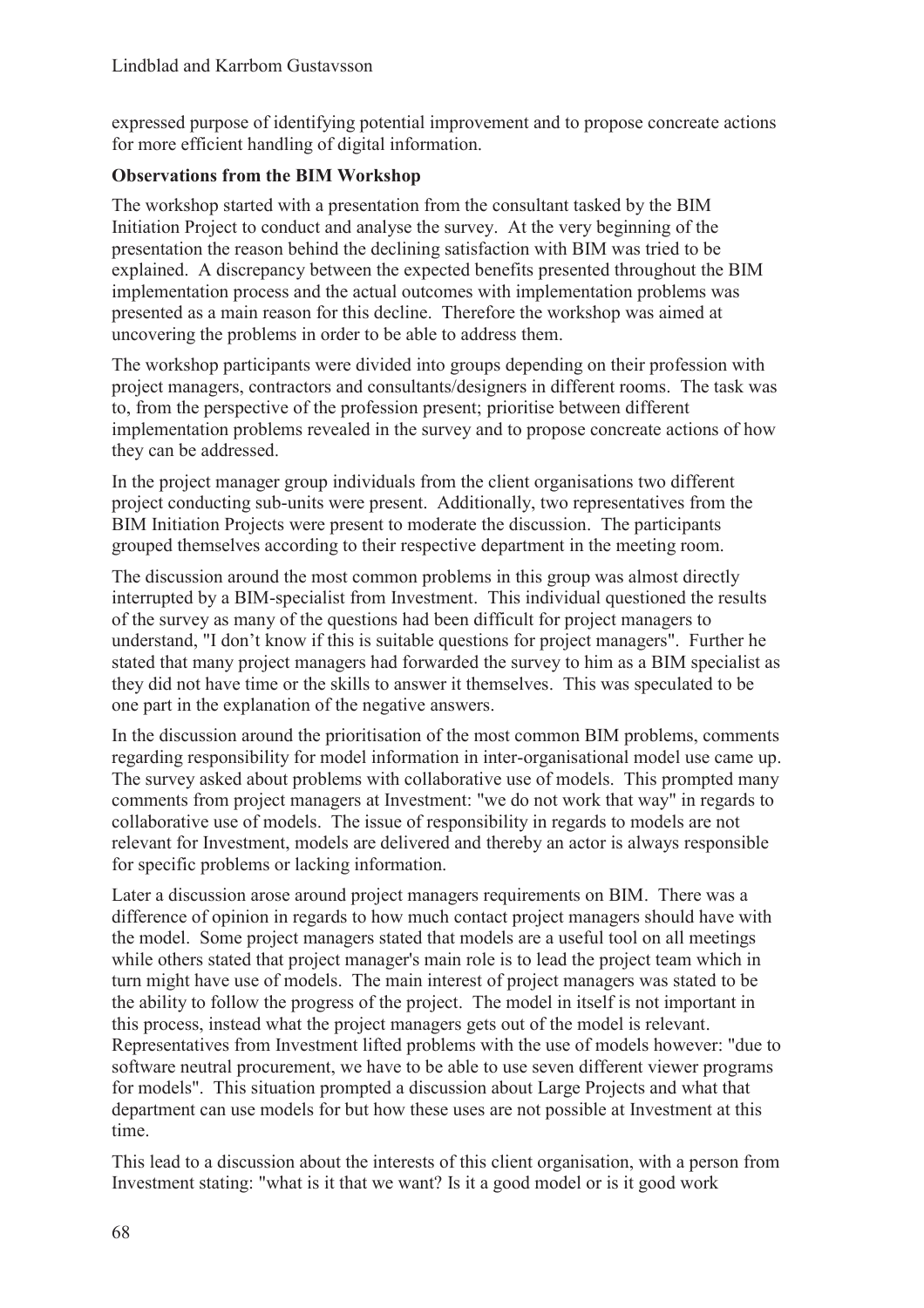expressed purpose of identifying potential improvement and to propose concreate actions for more efficient handling of digital information.

**Observations from the BIM Workshop**

The workshop started with a presentation from the consultant tasked by the BIM Initiation Project to conduct and analyse the survey. At the very beginning of the presentation the reason behind the declining satisfaction with BIM was tried to be explained. A discrepancy between the expected benefits presented throughout the BIM implementation process and the actual outcomes with implementation problems was presented as a main reason for this decline. Therefore the workshop was aimed at uncovering the problems in order to be able to address them.

The workshop participants were divided into groups depending on their profession with project managers, contractors and consultants/designers in different rooms. The task was to, from the perspective of the profession present; prioritise between different implementation problems revealed in the survey and to propose concreate actions of how they can be addressed.

In the project manager group individuals from the client organisations two different project conducting sub-units were present. Additionally, two representatives from the BIM Initiation Projects were present to moderate the discussion. The participants grouped themselves according to their respective department in the meeting room.

The discussion around the most common problems in this group was almost directly interrupted by a BIM-specialist from Investment. This individual questioned the results of the survey as many of the questions had been difficult for project managers to understand, "I don't know if this is suitable questions for project managers". Further he stated that many project managers had forwarded the survey to him as a BIM specialist as they did not have time or the skills to answer it themselves. This was speculated to be one part in the explanation of the negative answers.

In the discussion around the prioritisation of the most common BIM problems, comments regarding responsibility for model information in inter-organisational model use came up. The survey asked about problems with collaborative use of models. This prompted many comments from project managers at Investment: "we do not work that way" in regards to collaborative use of models. The issue of responsibility in regards to models are not relevant for Investment, models are delivered and thereby an actor is always responsible for specific problems or lacking information.

Later a discussion arose around project managers requirements on BIM. There was a difference of opinion in regards to how much contact project managers should have with the model. Some project managers stated that models are a useful tool on all meetings while others stated that project manager's main role is to lead the project team which in turn might have use of models. The main interest of project managers was stated to be the ability to follow the progress of the project. The model in itself is not important in this process, instead what the project managers gets out of the model is relevant. Representatives from Investment lifted problems with the use of models however: "due to software neutral procurement, we have to be able to use seven different viewer programs for models". This situation prompted a discussion about Large Projects and what that department can use models for but how these uses are not possible at Investment at this time.

This lead to a discussion about the interests of this client organisation, with a person from Investment stating: "what is it that we want? Is it a good model or is it good work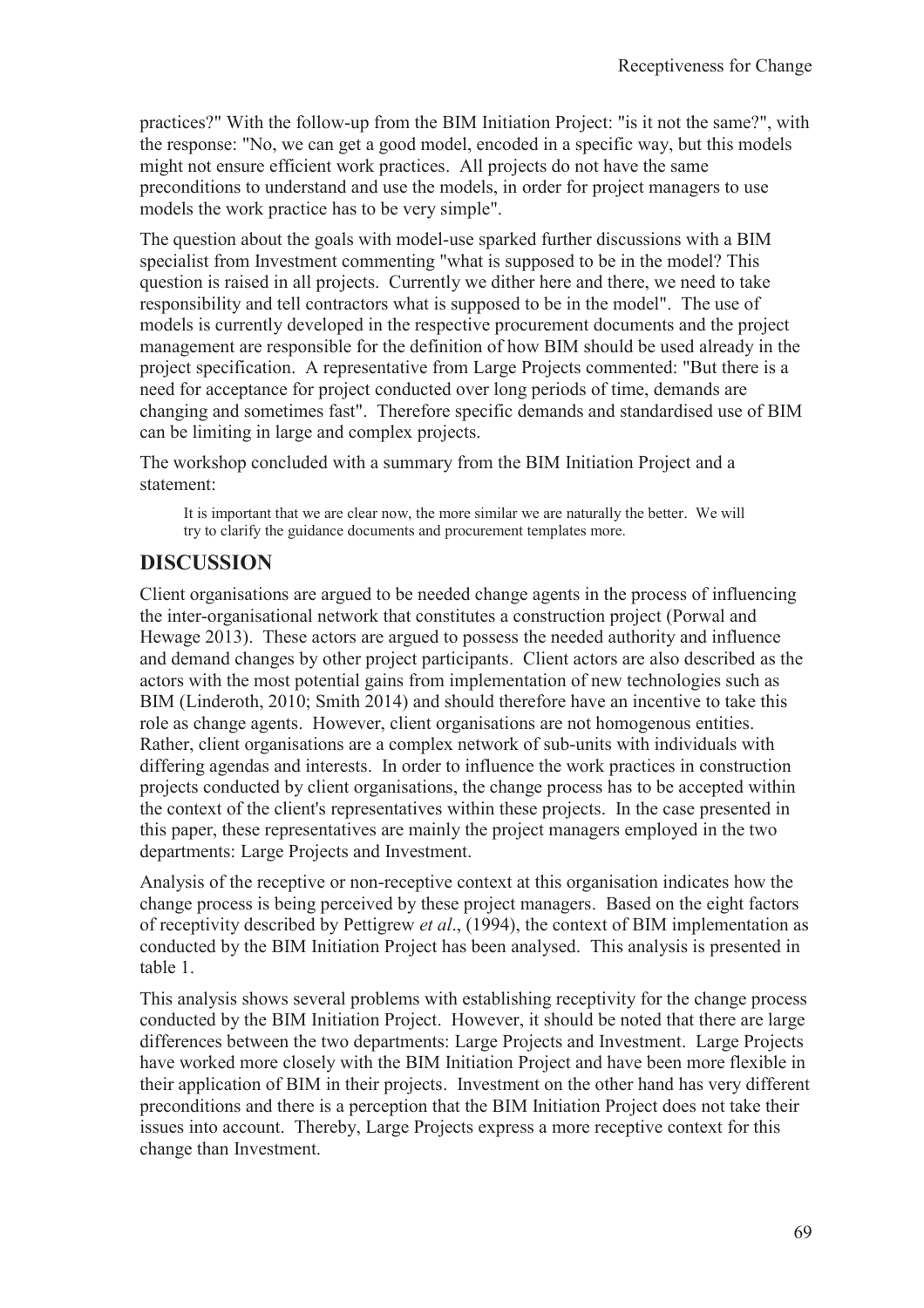practices?" With the follow-up from the BIM Initiation Project: "is it not the same?", with the response: "No, we can get a good model, encoded in a specific way, but this models might not ensure efficient work practices. All projects do not have the same preconditions to understand and use the models, in order for project managers to use models the work practice has to be very simple".

The question about the goals with model-use sparked further discussions with a BIM specialist from Investment commenting "what is supposed to be in the model? This question is raised in all projects. Currently we dither here and there, we need to take responsibility and tell contractors what is supposed to be in the model". The use of models is currently developed in the respective procurement documents and the project management are responsible for the definition of how BIM should be used already in the project specification. A representative from Large Projects commented: "But there is a need for acceptance for project conducted over long periods of time, demands are changing and sometimes fast". Therefore specific demands and standardised use of BIM can be limiting in large and complex projects.

The workshop concluded with a summary from the BIM Initiation Project and a statement:

> It is important that we are clear now, the more similar we are naturally the better. We will try to clarify the guidance documents and procurement templates more.

## DISCUSSION

Client organisations are argued to be needed change agents in the process of influencing the inter-organisational network that constitutes a construction project (Porwal and Hewage 2013). These actors are argued to possess the needed authority and influence and demand changes by other project participants. Client actors are also described as the actors with the most potential gains from implementation of new technologies such as BIM (Linderoth, 2010; Smith 2014) and should therefore have an incentive to take this role as change agents. However, client organisations are not homogenous entities. Rather, client organisations are a complex network of sub-units with individuals with differing agendas and interests. In order to influence the work practices in construction projects conducted by client organisations, the change process has to be accepted within the context of the client's representatives within these projects. In the case presented in this paper, these representatives are mainly the project managers employed in the two departments: Large Projects and Investment.

Analysis of the receptive or non-receptive context at this organisation indicates how the change process is being perceived by these project managers. Based on the eight factors of receptivity described by Pettigrew *et al*., (1994), the context of BIM implementation as conducted by the BIM Initiation Project has been analysed. This analysis is presented in table 1.

This analysis shows several problems with establishing receptivity for the change process conducted by the BIM Initiation Project. However, it should be noted that there are large differences between the two departments: Large Projects and Investment. Large Projects have worked more closely with the BIM Initiation Project and have been more flexible in their application of BIM in their projects. Investment on the other hand has very different preconditions and there is a perception that the BIM Initiation Project does not take their issues into account. Thereby, Large Projects express a more receptive context for this change than Investment.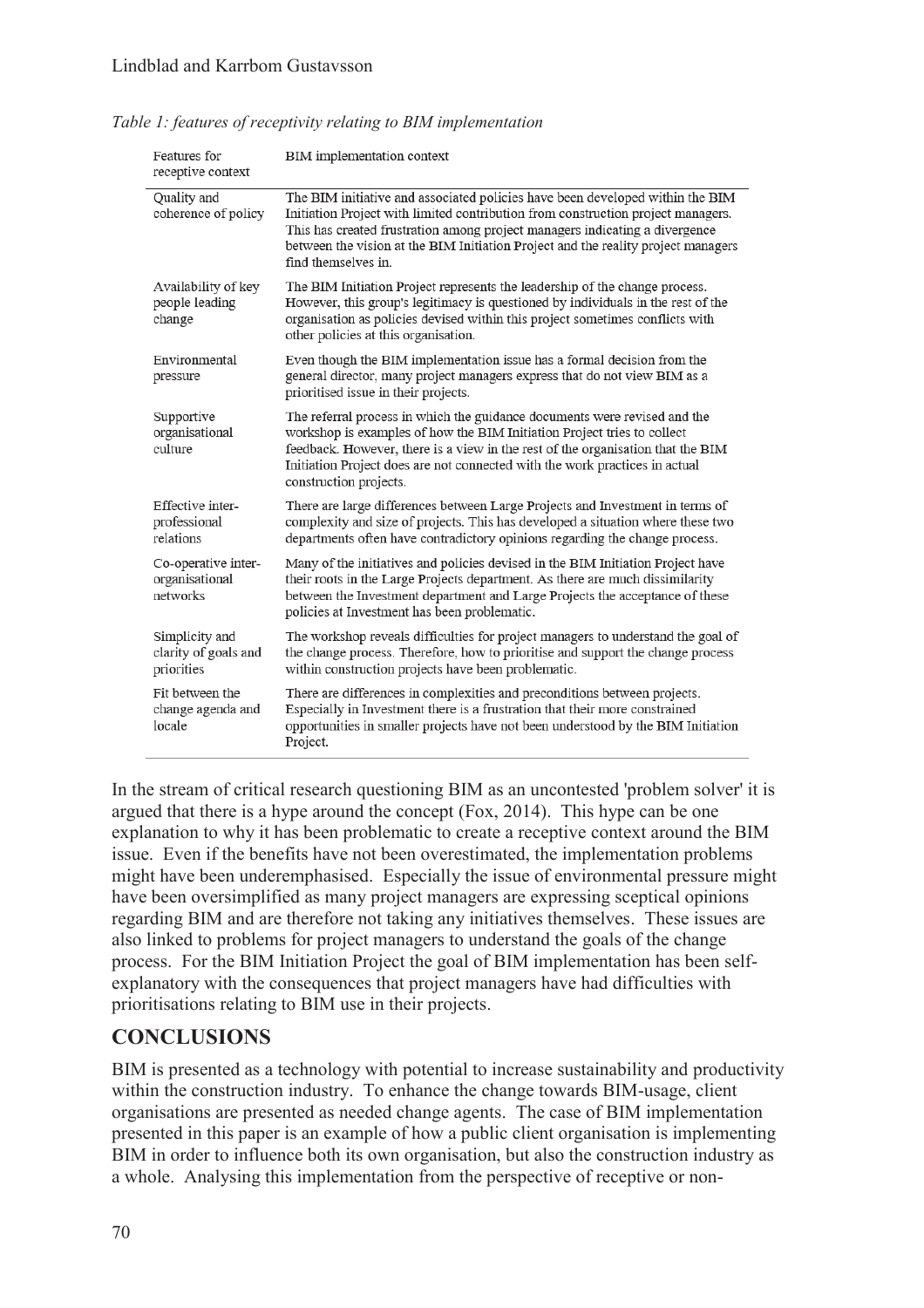*Table 1: features of receptivity relating to BIM implementation*

| Features for receptive context | BIM implementation context |
|---|---|
| Quality and coherence of policy | The BIM initiative and associated policies have been developed within the BIM Initiation Project with limited contribution from construction project managers. This has created frustration among project managers indicating a divergence between the vision at the BIM Initiation Project and the reality project managers find themselves in. |
| Availability of key people leading change | The BIM Initiation Project represents the leadership of the change process. However, this group's legitimacy is questioned by individuals in the rest of the organisation as policies devised within this project sometimes conflicts with other policies at this organisation. |
| Environmental pressure | Even though the BIM implementation issue has a formal decision from the general director, many project managers express that do not view BIM as a prioritised issue in their projects. |
| Supportive organisational culture | The referral process in which the guidance documents were revised and the workshop is examples of how the BIM Initiation Project tries to collect feedback. However, there is a view in the rest of the organisation that the BIM Initiation Project does are not connected with the work practices in actual construction projects. |
| Effective inter-professional relations | There are large differences between Large Projects and Investment in terms of complexity and size of projects. This has developed a situation where these two departments often have contradictory opinions regarding the change process. |
| Co-operative inter-organisational networks | Many of the initiatives and policies devised in the BIM Initiation Project have their roots in the Large Projects department. As there are much dissimilarity between the Investment department and Large Projects the acceptance of these policies at Investment has been problematic. |
| Simplicity and clarity of goals and priorities | The workshop reveals difficulties for project managers to understand the goal of the change process. Therefore, how to prioritise and support the change process within construction projects have been problematic. |
| Fit between the change agenda and locale | There are differences in complexities and preconditions between projects. Especially in Investment there is a frustration that their more constrained opportunities in smaller projects have not been understood by the BIM Initiation Project. |

In the stream of critical research questioning BIM as an uncontested 'problem solver' it is argued that there is a hype around the concept (Fox, 2014). This hype can be one explanation to why it has been problematic to create a receptive context around the BIM issue. Even if the benefits have not been overestimated, the implementation problems might have been underemphasised. Especially the issue of environmental pressure might have been oversimplified as many project managers are expressing sceptical opinions regarding BIM and are therefore not taking any initiatives themselves. These issues are also linked to problems for project managers to understand the goals of the change process. For the BIM Initiation Project the goal of BIM implementation has been self-explanatory with the consequences that project managers have had difficulties with prioritisations relating to BIM use in their projects.

## CONCLUSIONS

BIM is presented as a technology with potential to increase sustainability and productivity within the construction industry. To enhance the change towards BIM-usage, client organisations are presented as needed change agents. The case of BIM implementation presented in this paper is an example of how a public client organisation is implementing BIM in order to influence both its own organisation, but also the construction industry as a whole. Analysing this implementation from the perspective of receptive or non-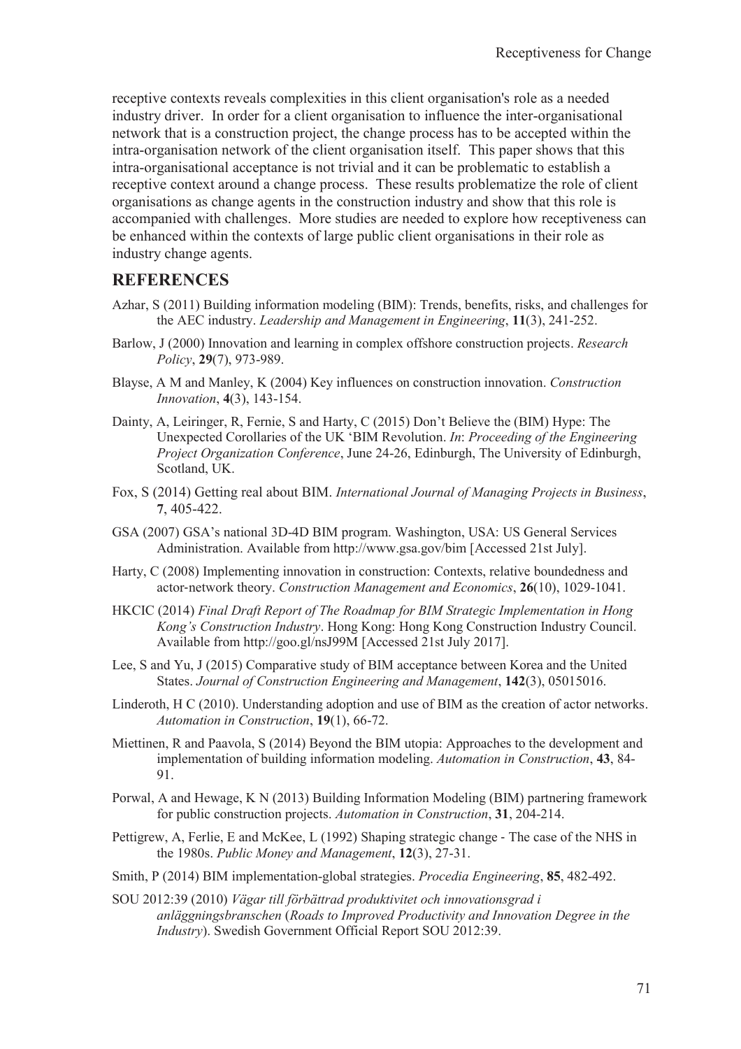receptive contexts reveals complexities in this client organisation's role as a needed industry driver. In order for a client organisation to influence the inter-organisational network that is a construction project, the change process has to be accepted within the intra-organisation network of the client organisation itself. This paper shows that this intra-organisational acceptance is not trivial and it can be problematic to establish a receptive context around a change process. These results problematize the role of client organisations as change agents in the construction industry and show that this role is accompanied with challenges. More studies are needed to explore how receptiveness can be enhanced within the contexts of large public client organisations in their role as industry change agents.

## REFERENCES

Azhar, S (2011) Building information modeling (BIM): Trends, benefits, risks, and challenges for the AEC industry. *Leadership and Management in Engineering*, **11**(3), 241-252.

Barlow, J (2000) Innovation and learning in complex offshore construction projects. *Research Policy*, **29**(7), 973-989.

Blayse, A M and Manley, K (2004) Key influences on construction innovation. *Construction Innovation*, **4**(3), 143-154.

Dainty, A, Leiringer, R, Fernie, S and Harty, C (2015) Don't Believe the (BIM) Hype: The Unexpected Corollaries of the UK 'BIM Revolution. *In*: *Proceeding of the Engineering Project Organization Conference*, June 24-26, Edinburgh, The University of Edinburgh, Scotland, UK.

Fox, S (2014) Getting real about BIM. *International Journal of Managing Projects in Business*, **7**, 405-422.

GSA (2007) GSA's national 3D-4D BIM program. Washington, USA: US General Services Administration. Available from http://www.gsa.gov/bim [Accessed 21st July].

Harty, C (2008) Implementing innovation in construction: Contexts, relative boundedness and actor-network theory. *Construction Management and Economics*, **26**(10), 1029-1041.

HKCIC (2014) *Final Draft Report of The Roadmap for BIM Strategic Implementation in Hong Kong's Construction Industry*. Hong Kong: Hong Kong Construction Industry Council. Available from http://goo.gl/nsJ99M [Accessed 21st July 2017].

Lee, S and Yu, J (2015) Comparative study of BIM acceptance between Korea and the United States. *Journal of Construction Engineering and Management*, **142**(3), 05015016.

Linderoth, H C (2010). Understanding adoption and use of BIM as the creation of actor networks. *Automation in Construction*, **19**(1), 66-72.

Miettinen, R and Paavola, S (2014) Beyond the BIM utopia: Approaches to the development and implementation of building information modeling. *Automation in Construction*, **43**, 84-91.

Porwal, A and Hewage, K N (2013) Building Information Modeling (BIM) partnering framework for public construction projects. *Automation in Construction*, **31**, 204-214.

Pettigrew, A, Ferlie, E and McKee, L (1992) Shaping strategic change - The case of the NHS in the 1980s. *Public Money and Management*, **12**(3), 27-31.

Smith, P (2014) BIM implementation-global strategies. *Procedia Engineering*, **85**, 482-492.

SOU 2012:39 (2010) *Vägar till förbättrad produktivitet och innovationsgrad i anläggningsbranschen* (*Roads to Improved Productivity and Innovation Degree in the Industry*). Swedish Government Official Report SOU 2012:39.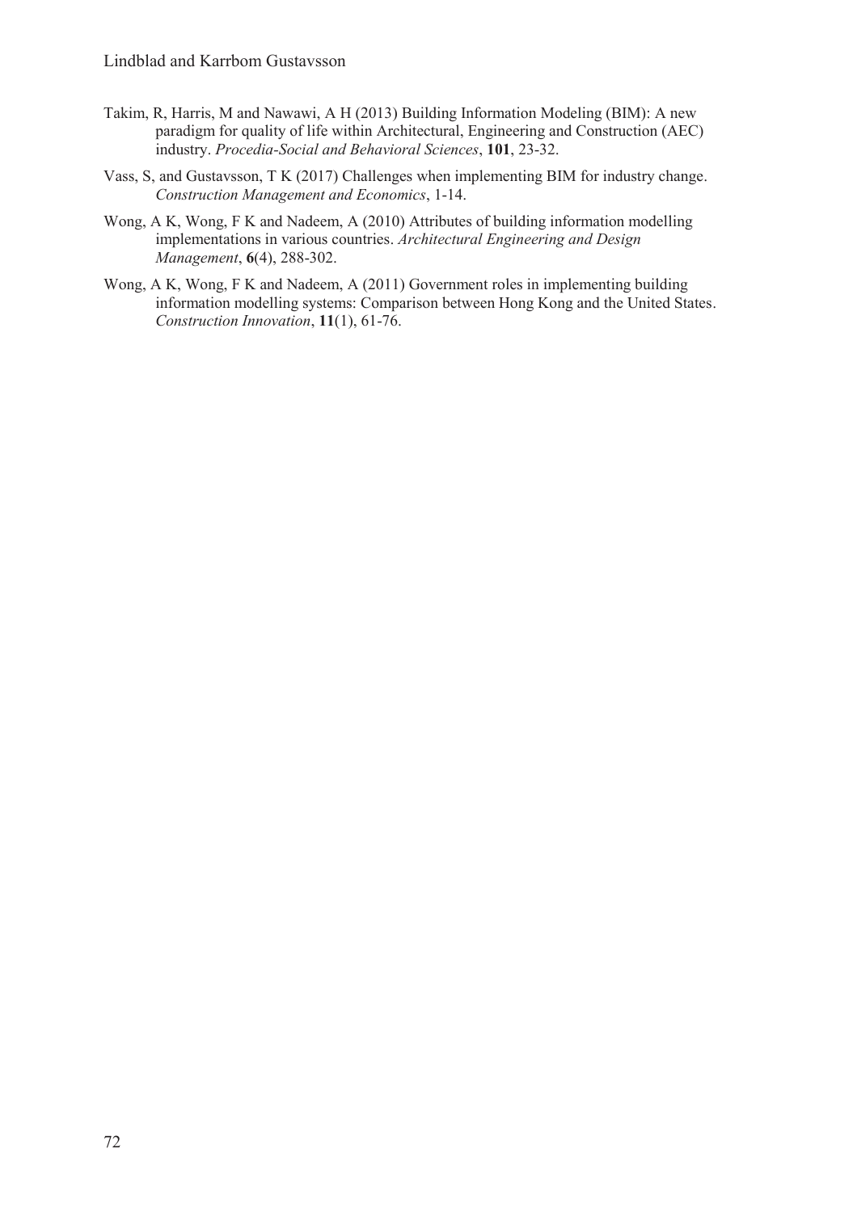Takim, R, Harris, M and Nawawi, A H (2013) Building Information Modeling (BIM): A new paradigm for quality of life within Architectural, Engineering and Construction (AEC) industry. *Procedia-Social and Behavioral Sciences*, **101**, 23-32.

Vass, S, and Gustavsson, T K (2017) Challenges when implementing BIM for industry change. *Construction Management and Economics*, 1-14.

Wong, A K, Wong, F K and Nadeem, A (2010) Attributes of building information modelling implementations in various countries. *Architectural Engineering and Design Management*, **6**(4), 288-302.

Wong, A K, Wong, F K and Nadeem, A (2011) Government roles in implementing building information modelling systems: Comparison between Hong Kong and the United States. *Construction Innovation*, **11**(1), 61-76.